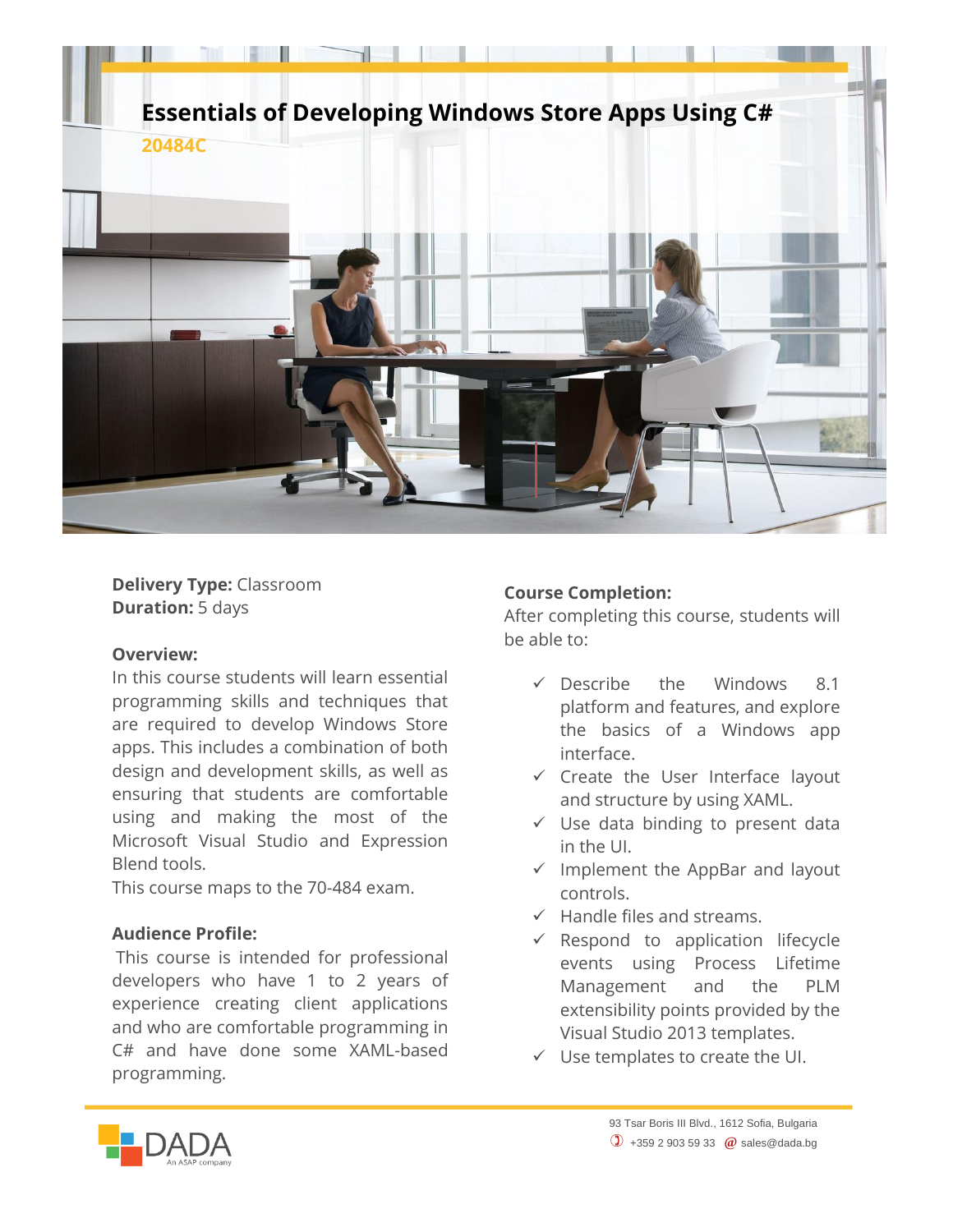# Essentials of Developing Windows Store Apps Using C#

**20484C**

**Delivery Type:** Classroom
**Duration:** 5 days

## Overview:

In this course students will learn essential programming skills and techniques that are required to develop Windows Store apps. This includes a combination of both design and development skills, as well as ensuring that students are comfortable using and making the most of the Microsoft Visual Studio and Expression Blend tools.

This course maps to the 70-484 exam.

## Audience Profile:

This course is intended for professional developers who have 1 to 2 years of experience creating client applications and who are comfortable programming in C# and have done some XAML-based programming.

## Course Completion:

After completing this course, students will be able to:

- ✓ Describe the Windows 8.1 platform and features, and explore the basics of a Windows app interface.
- ✓ Create the User Interface layout and structure by using XAML.
- ✓ Use data binding to present data in the UI.
- ✓ Implement the AppBar and layout controls.
- ✓ Handle files and streams.
- ✓ Respond to application lifecycle events using Process Lifetime Management and the PLM extensibility points provided by the Visual Studio 2013 templates.
- ✓ Use templates to create the UI.

DADA
An ASAP company

93 Tsar Boris III Blvd., 1612 Sofia, Bulgaria
+359 2 903 59 33 sales@dada.bg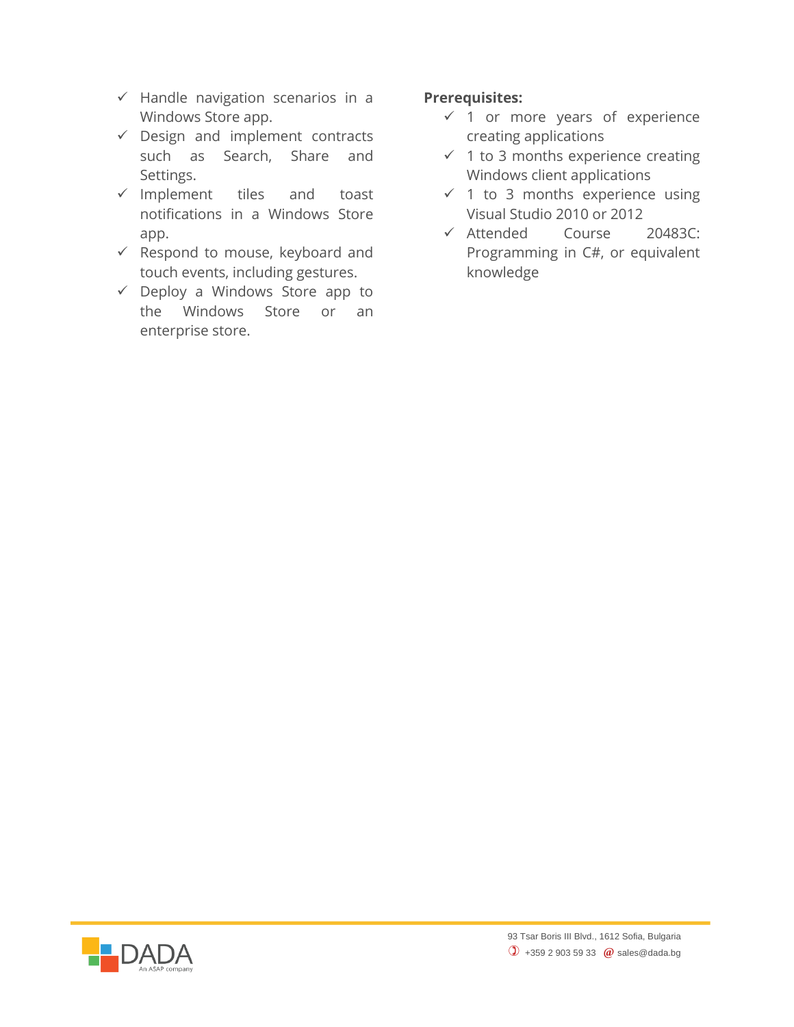- ✓ Handle navigation scenarios in a Windows Store app.
- ✓ Design and implement contracts such as Search, Share and Settings.
- ✓ Implement tiles and toast notifications in a Windows Store app.
- ✓ Respond to mouse, keyboard and touch events, including gestures.
- ✓ Deploy a Windows Store app to the Windows Store or an enterprise store.

**Prerequisites:**

- ✓ 1 or more years of experience creating applications
- ✓ 1 to 3 months experience creating Windows client applications
- ✓ 1 to 3 months experience using Visual Studio 2010 or 2012
- ✓ Attended Course 20483C: Programming in C#, or equivalent knowledge